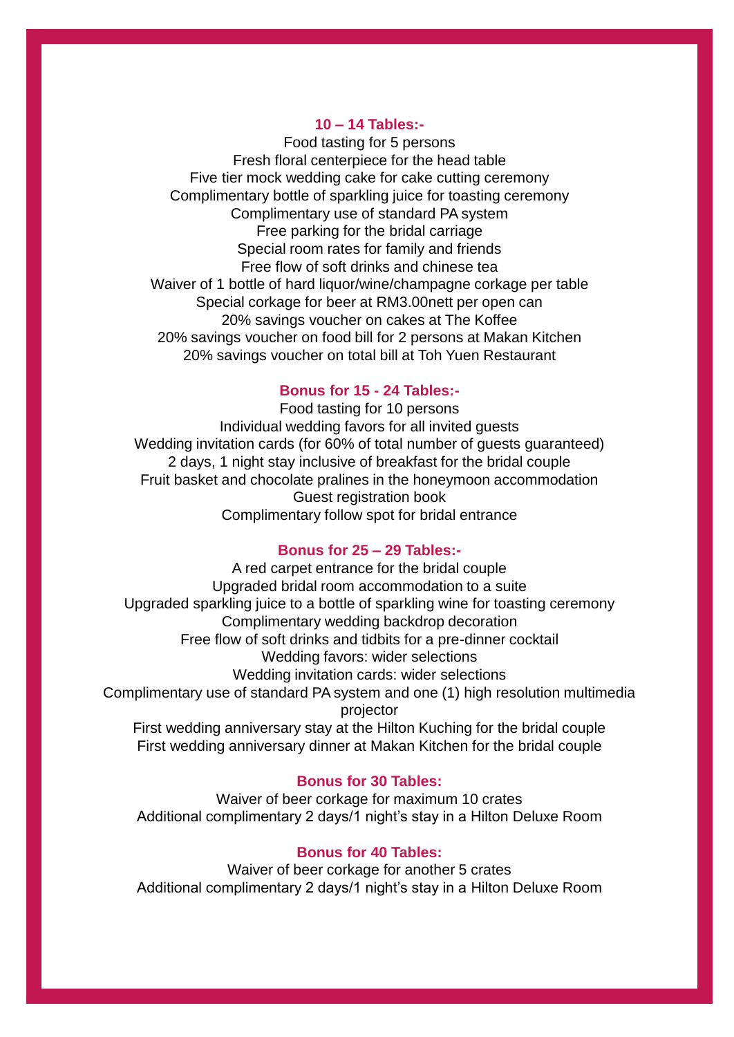### 10 – 14 Tables:-

Food tasting for 5 persons
Fresh floral centerpiece for the head table
Five tier mock wedding cake for cake cutting ceremony
Complimentary bottle of sparkling juice for toasting ceremony
Complimentary use of standard PA system
Free parking for the bridal carriage
Special room rates for family and friends
Free flow of soft drinks and chinese tea
Waiver of 1 bottle of hard liquor/wine/champagne corkage per table
Special corkage for beer at RM3.00nett per open can
20% savings voucher on cakes at The Koffee
20% savings voucher on food bill for 2 persons at Makan Kitchen
20% savings voucher on total bill at Toh Yuen Restaurant

### Bonus for 15 - 24 Tables:-

Food tasting for 10 persons
Individual wedding favors for all invited guests
Wedding invitation cards (for 60% of total number of guests guaranteed)
2 days, 1 night stay inclusive of breakfast for the bridal couple
Fruit basket and chocolate pralines in the honeymoon accommodation
Guest registration book
Complimentary follow spot for bridal entrance

### Bonus for 25 – 29 Tables:-

A red carpet entrance for the bridal couple
Upgraded bridal room accommodation to a suite
Upgraded sparkling juice to a bottle of sparkling wine for toasting ceremony
Complimentary wedding backdrop decoration
Free flow of soft drinks and tidbits for a pre-dinner cocktail
Wedding favors: wider selections
Wedding invitation cards: wider selections
Complimentary use of standard PA system and one (1) high resolution multimedia projector
First wedding anniversary stay at the Hilton Kuching for the bridal couple
First wedding anniversary dinner at Makan Kitchen for the bridal couple

### Bonus for 30 Tables:

Waiver of beer corkage for maximum 10 crates
Additional complimentary 2 days/1 night's stay in a Hilton Deluxe Room

### Bonus for 40 Tables:

Waiver of beer corkage for another 5 crates
Additional complimentary 2 days/1 night's stay in a Hilton Deluxe Room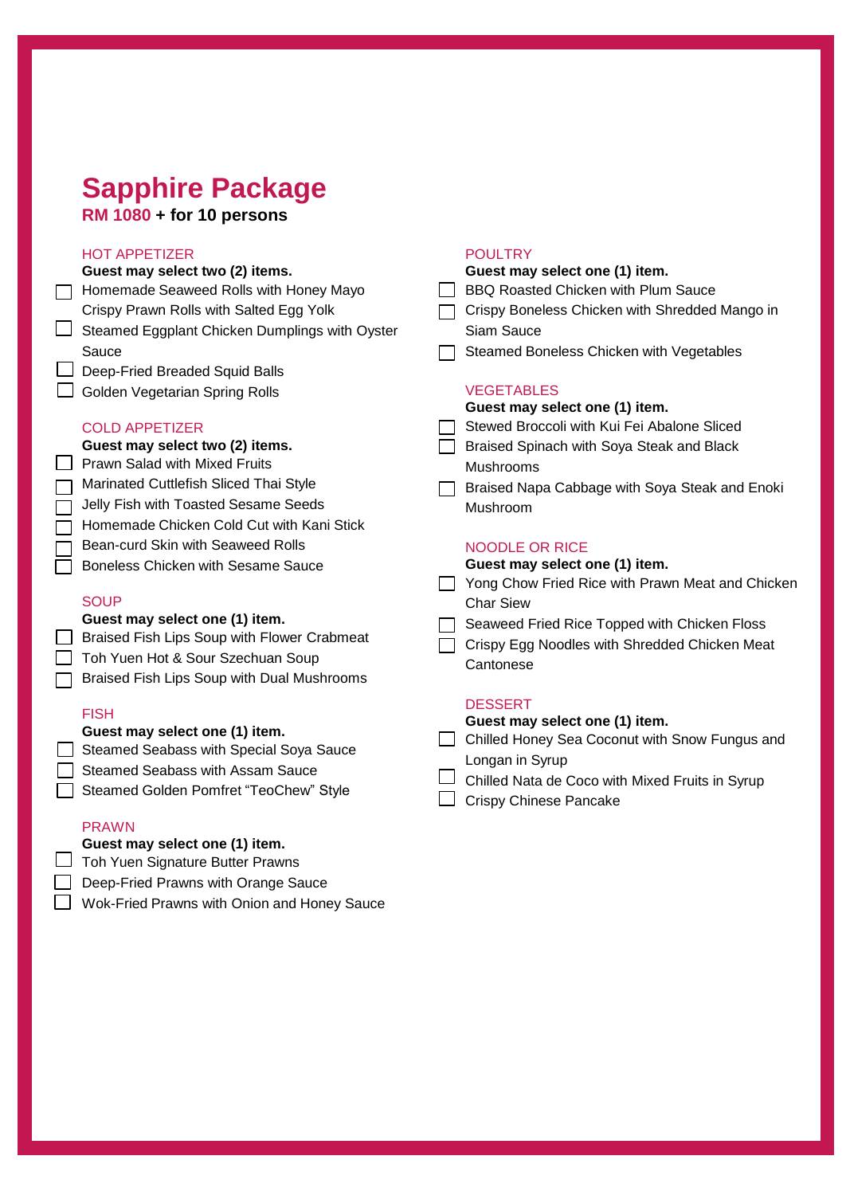# Sapphire Package

**RM 1080 + for 10 persons**

## HOT APPETIZER

**Guest may select two (2) items.**

- ☐ Homemade Seaweed Rolls with Honey Mayo
- Crispy Prawn Rolls with Salted Egg Yolk
- ☐ Steamed Eggplant Chicken Dumplings with Oyster Sauce
- ☐ Deep-Fried Breaded Squid Balls
- ☐ Golden Vegetarian Spring Rolls

## COLD APPETIZER

**Guest may select two (2) items.**

- ☐ Prawn Salad with Mixed Fruits
- ☐ Marinated Cuttlefish Sliced Thai Style
- ☐ Jelly Fish with Toasted Sesame Seeds
- ☐ Homemade Chicken Cold Cut with Kani Stick
- ☐ Bean-curd Skin with Seaweed Rolls
- ☐ Boneless Chicken with Sesame Sauce

## SOUP

**Guest may select one (1) item.**

- ☐ Braised Fish Lips Soup with Flower Crabmeat
- ☐ Toh Yuen Hot & Sour Szechuan Soup
- ☐ Braised Fish Lips Soup with Dual Mushrooms

## FISH

**Guest may select one (1) item.**

- ☐ Steamed Seabass with Special Soya Sauce
- ☐ Steamed Seabass with Assam Sauce
- ☐ Steamed Golden Pomfret “TeoChew” Style

## PRAWN

**Guest may select one (1) item.**

- ☐ Toh Yuen Signature Butter Prawns
- ☐ Deep-Fried Prawns with Orange Sauce
- ☐ Wok-Fried Prawns with Onion and Honey Sauce

## POULTRY

**Guest may select one (1) item.**

- ☐ BBQ Roasted Chicken with Plum Sauce
- ☐ Crispy Boneless Chicken with Shredded Mango in Siam Sauce
- ☐ Steamed Boneless Chicken with Vegetables

## VEGETABLES

**Guest may select one (1) item.**

- ☐ Stewed Broccoli with Kui Fei Abalone Sliced
- ☐ Braised Spinach with Soya Steak and Black Mushrooms
- ☐ Braised Napa Cabbage with Soya Steak and Enoki Mushroom

## NOODLE OR RICE

**Guest may select one (1) item.**

- ☐ Yong Chow Fried Rice with Prawn Meat and Chicken Char Siew
- ☐ Seaweed Fried Rice Topped with Chicken Floss
- ☐ Crispy Egg Noodles with Shredded Chicken Meat Cantonese

## DESSERT

**Guest may select one (1) item.**

- ☐ Chilled Honey Sea Coconut with Snow Fungus and Longan in Syrup
- ☐ Chilled Nata de Coco with Mixed Fruits in Syrup
- ☐ Crispy Chinese Pancake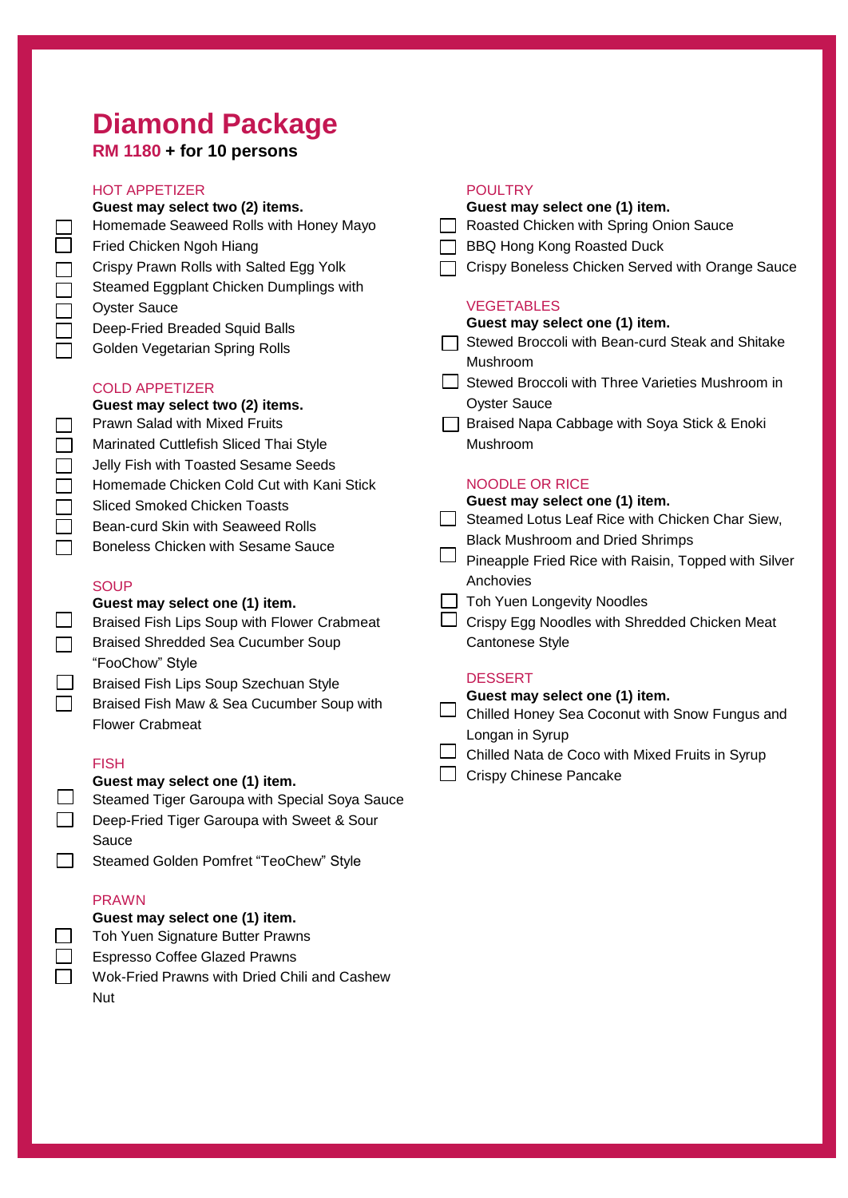# Diamond Package

**RM 1180 + for 10 persons**

## HOT APPETIZER

**Guest may select two (2) items.**

- ☐ Homemade Seaweed Rolls with Honey Mayo
- ☐ Fried Chicken Ngoh Hiang
- ☐ Crispy Prawn Rolls with Salted Egg Yolk
- ☐ Steamed Eggplant Chicken Dumplings with Oyster Sauce
- ☐ Deep-Fried Breaded Squid Balls
- ☐ Golden Vegetarian Spring Rolls

## COLD APPETIZER

**Guest may select two (2) items.**

- ☐ Prawn Salad with Mixed Fruits
- ☐ Marinated Cuttlefish Sliced Thai Style
- ☐ Jelly Fish with Toasted Sesame Seeds
- ☐ Homemade Chicken Cold Cut with Kani Stick
- ☐ Sliced Smoked Chicken Toasts
- ☐ Bean-curd Skin with Seaweed Rolls
- ☐ Boneless Chicken with Sesame Sauce

## SOUP

**Guest may select one (1) item.**

- ☐ Braised Fish Lips Soup with Flower Crabmeat
- ☐ Braised Shredded Sea Cucumber Soup “FooChow” Style
- ☐ Braised Fish Lips Soup Szechuan Style
- ☐ Braised Fish Maw & Sea Cucumber Soup with Flower Crabmeat

## FISH

**Guest may select one (1) item.**

- ☐ Steamed Tiger Garoupa with Special Soya Sauce
- ☐ Deep-Fried Tiger Garoupa with Sweet & Sour Sauce
- ☐ Steamed Golden Pomfret “TeoChew” Style

## PRAWN

**Guest may select one (1) item.**

- ☐ Toh Yuen Signature Butter Prawns
- ☐ Espresso Coffee Glazed Prawns
- ☐ Wok-Fried Prawns with Dried Chili and Cashew Nut

## POULTRY

**Guest may select one (1) item.**

- ☐ Roasted Chicken with Spring Onion Sauce
- ☐ BBQ Hong Kong Roasted Duck
- ☐ Crispy Boneless Chicken Served with Orange Sauce

## VEGETABLES

**Guest may select one (1) item.**

- ☐ Stewed Broccoli with Bean-curd Steak and Shitake Mushroom
- ☐ Stewed Broccoli with Three Varieties Mushroom in Oyster Sauce
- ☐ Braised Napa Cabbage with Soya Stick & Enoki Mushroom

## NOODLE OR RICE

**Guest may select one (1) item.**

- ☐ Steamed Lotus Leaf Rice with Chicken Char Siew, Black Mushroom and Dried Shrimps
- ☐ Pineapple Fried Rice with Raisin, Topped with Silver Anchovies
- ☐ Toh Yuen Longevity Noodles
- ☐ Crispy Egg Noodles with Shredded Chicken Meat Cantonese Style

## DESSERT

**Guest may select one (1) item.**

- ☐ Chilled Honey Sea Coconut with Snow Fungus and Longan in Syrup
- ☐ Chilled Nata de Coco with Mixed Fruits in Syrup
- ☐ Crispy Chinese Pancake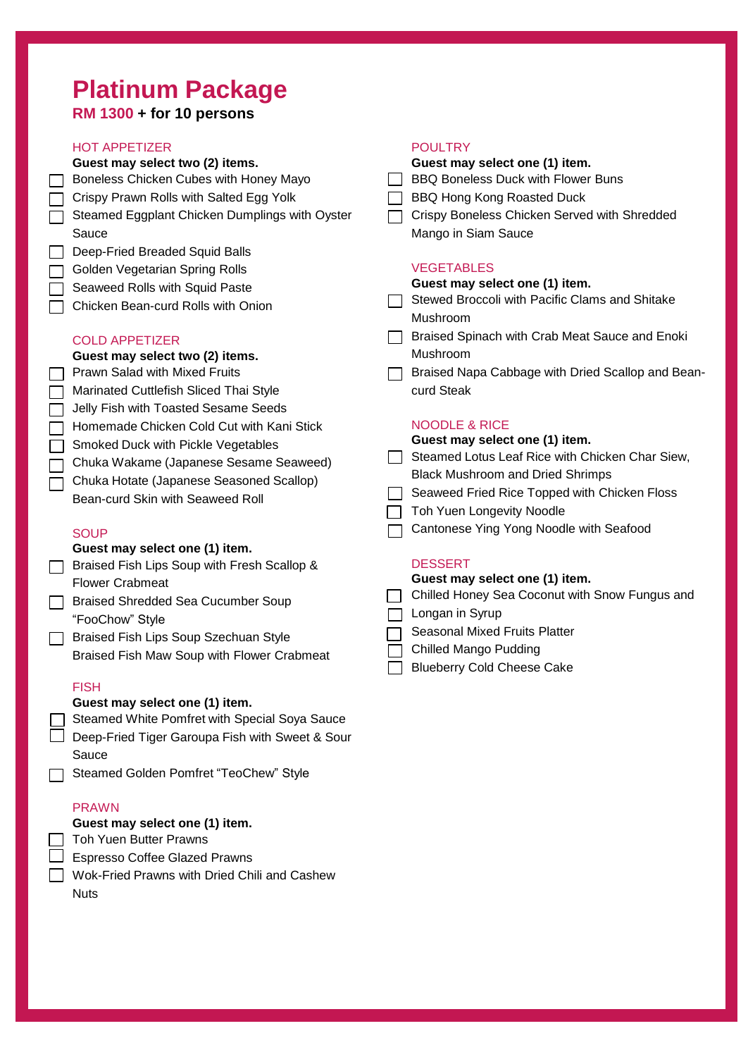# Platinum Package

**RM 1300 + for 10 persons**

## HOT APPETIZER

**Guest may select two (2) items.**

- ☐ Boneless Chicken Cubes with Honey Mayo
- ☐ Crispy Prawn Rolls with Salted Egg Yolk
- ☐ Steamed Eggplant Chicken Dumplings with Oyster Sauce
- ☐ Deep-Fried Breaded Squid Balls
- ☐ Golden Vegetarian Spring Rolls
- ☐ Seaweed Rolls with Squid Paste
- ☐ Chicken Bean-curd Rolls with Onion

## COLD APPETIZER

**Guest may select two (2) items.**

- ☐ Prawn Salad with Mixed Fruits
- ☐ Marinated Cuttlefish Sliced Thai Style
- ☐ Jelly Fish with Toasted Sesame Seeds
- ☐ Homemade Chicken Cold Cut with Kani Stick
- ☐ Smoked Duck with Pickle Vegetables
- ☐ Chuka Wakame (Japanese Sesame Seaweed)
- ☐ Chuka Hotate (Japanese Seasoned Scallop)
- Bean-curd Skin with Seaweed Roll

## SOUP

**Guest may select one (1) item.**

- ☐ Braised Fish Lips Soup with Fresh Scallop & Flower Crabmeat
- ☐ Braised Shredded Sea Cucumber Soup "FooChow" Style
- ☐ Braised Fish Lips Soup Szechuan Style
- Braised Fish Maw Soup with Flower Crabmeat

## FISH

**Guest may select one (1) item.**

- ☐ Steamed White Pomfret with Special Soya Sauce
- ☐ Deep-Fried Tiger Garoupa Fish with Sweet & Sour Sauce
- ☐ Steamed Golden Pomfret "TeoChew" Style

## PRAWN

**Guest may select one (1) item.**

- ☐ Toh Yuen Butter Prawns
- ☐ Espresso Coffee Glazed Prawns
- ☐ Wok-Fried Prawns with Dried Chili and Cashew Nuts

## POULTRY

**Guest may select one (1) item.**

- ☐ BBQ Boneless Duck with Flower Buns
- ☐ BBQ Hong Kong Roasted Duck
- ☐ Crispy Boneless Chicken Served with Shredded Mango in Siam Sauce

## VEGETABLES

**Guest may select one (1) item.**

- ☐ Stewed Broccoli with Pacific Clams and Shitake Mushroom
- ☐ Braised Spinach with Crab Meat Sauce and Enoki Mushroom
- ☐ Braised Napa Cabbage with Dried Scallop and Bean-curd Steak

## NOODLE & RICE

**Guest may select one (1) item.**

- ☐ Steamed Lotus Leaf Rice with Chicken Char Siew, Black Mushroom and Dried Shrimps
- ☐ Seaweed Fried Rice Topped with Chicken Floss
- ☐ Toh Yuen Longevity Noodle
- ☐ Cantonese Ying Yong Noodle with Seafood

## DESSERT

**Guest may select one (1) item.**

- ☐ Chilled Honey Sea Coconut with Snow Fungus and
- ☐ Longan in Syrup
- ☐ Seasonal Mixed Fruits Platter
- ☐ Chilled Mango Pudding
- ☐ Blueberry Cold Cheese Cake